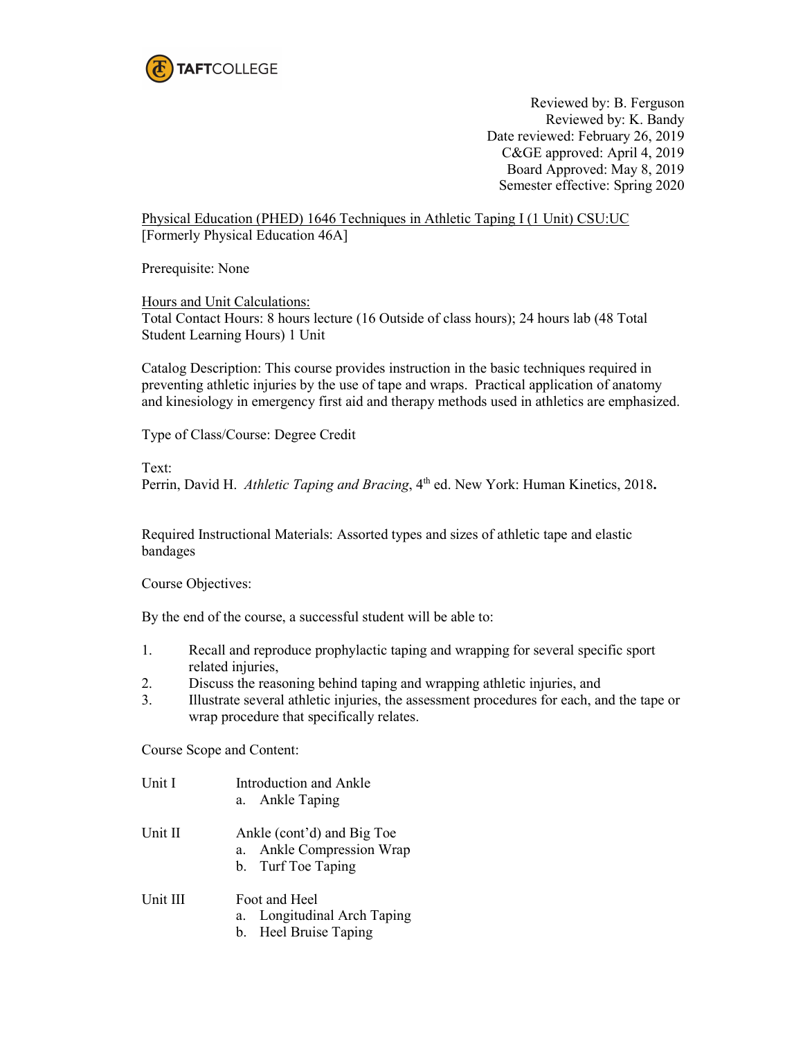**TAFTCOLLEGE**

Reviewed by: B. Ferguson
Reviewed by: K. Bandy
Date reviewed: February 26, 2019
C&GE approved: April 4, 2019
Board Approved: May 8, 2019
Semester effective: Spring 2020

Physical Education (PHED) 1646 Techniques in Athletic Taping I (1 Unit) CSU:UC
[Formerly Physical Education 46A]

Prerequisite: None

Hours and Unit Calculations:
Total Contact Hours: 8 hours lecture (16 Outside of class hours); 24 hours lab (48 Total Student Learning Hours) 1 Unit

Catalog Description: This course provides instruction in the basic techniques required in preventing athletic injuries by the use of tape and wraps. Practical application of anatomy and kinesiology in emergency first aid and therapy methods used in athletics are emphasized.

Type of Class/Course: Degree Credit

Text:
Perrin, David H. *Athletic Taping and Bracing*, 4th ed. New York: Human Kinetics, 2018.

Required Instructional Materials: Assorted types and sizes of athletic tape and elastic bandages

Course Objectives:

By the end of the course, a successful student will be able to:

1. Recall and reproduce prophylactic taping and wrapping for several specific sport related injuries,
2. Discuss the reasoning behind taping and wrapping athletic injuries, and
3. Illustrate several athletic injuries, the assessment procedures for each, and the tape or wrap procedure that specifically relates.

Course Scope and Content:

Unit I — Introduction and Ankle
   a. Ankle Taping

Unit II — Ankle (cont'd) and Big Toe
   a. Ankle Compression Wrap
   b. Turf Toe Taping

Unit III — Foot and Heel
   a. Longitudinal Arch Taping
   b. Heel Bruise Taping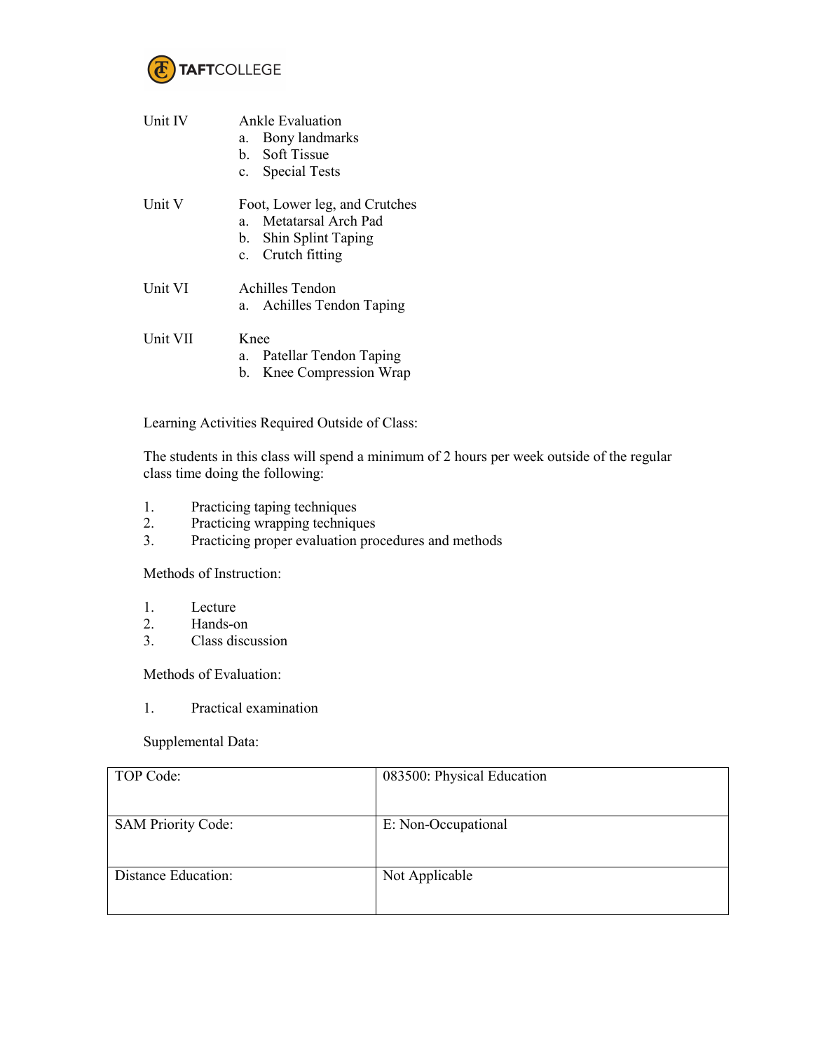Unit IV Ankle Evaluation

a. Bony landmarks
b. Soft Tissue
c. Special Tests

Unit V Foot, Lower leg, and Crutches

a. Metatarsal Arch Pad
b. Shin Splint Taping
c. Crutch fitting

Unit VI Achilles Tendon

a. Achilles Tendon Taping

Unit VII Knee

a. Patellar Tendon Taping
b. Knee Compression Wrap

Learning Activities Required Outside of Class:

The students in this class will spend a minimum of 2 hours per week outside of the regular class time doing the following:

1. Practicing taping techniques
2. Practicing wrapping techniques
3. Practicing proper evaluation procedures and methods

Methods of Instruction:

1. Lecture
2. Hands-on
3. Class discussion

Methods of Evaluation:

1. Practical examination

Supplemental Data:

| TOP Code: | 083500: Physical Education |
|---|---|
| SAM Priority Code: | E: Non-Occupational |
| Distance Education: | Not Applicable |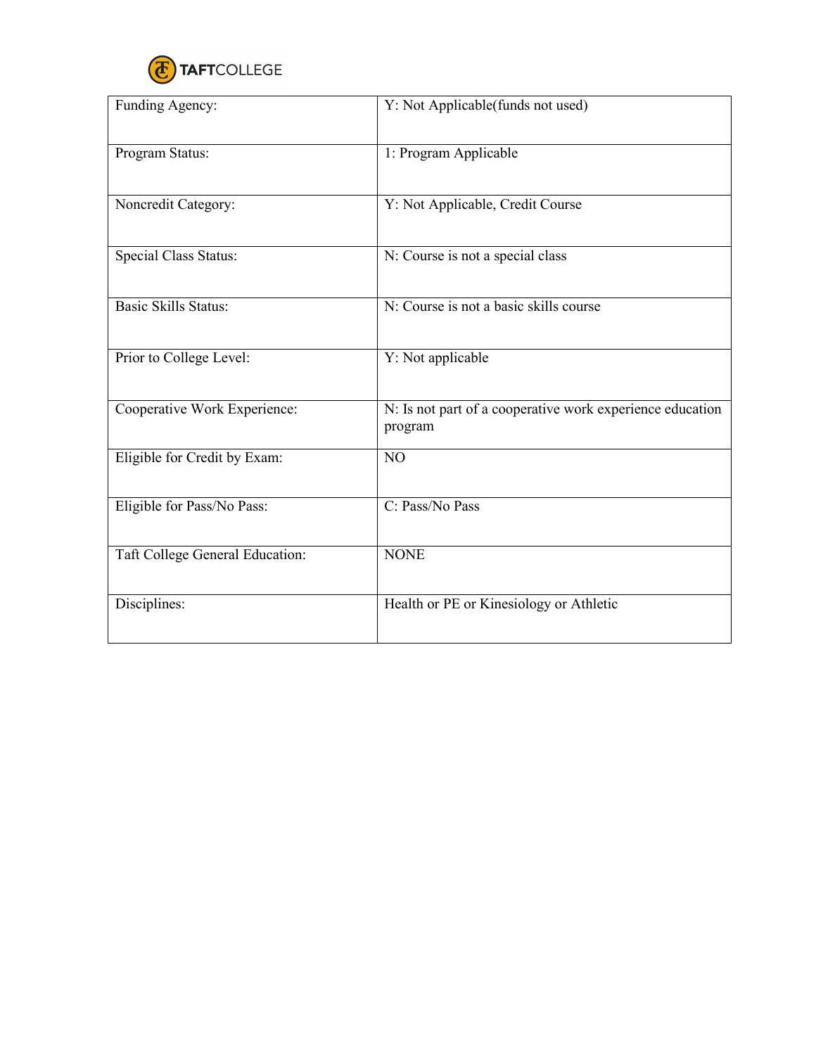| | |
|---|---|
| Funding Agency: | Y: Not Applicable(funds not used) |
| Program Status: | 1: Program Applicable |
| Noncredit Category: | Y: Not Applicable, Credit Course |
| Special Class Status: | N: Course is not a special class |
| Basic Skills Status: | N: Course is not a basic skills course |
| Prior to College Level: | Y: Not applicable |
| Cooperative Work Experience: | N: Is not part of a cooperative work experience education program |
| Eligible for Credit by Exam: | NO |
| Eligible for Pass/No Pass: | C: Pass/No Pass |
| Taft College General Education: | NONE |
| Disciplines: | Health or PE or Kinesiology or Athletic |